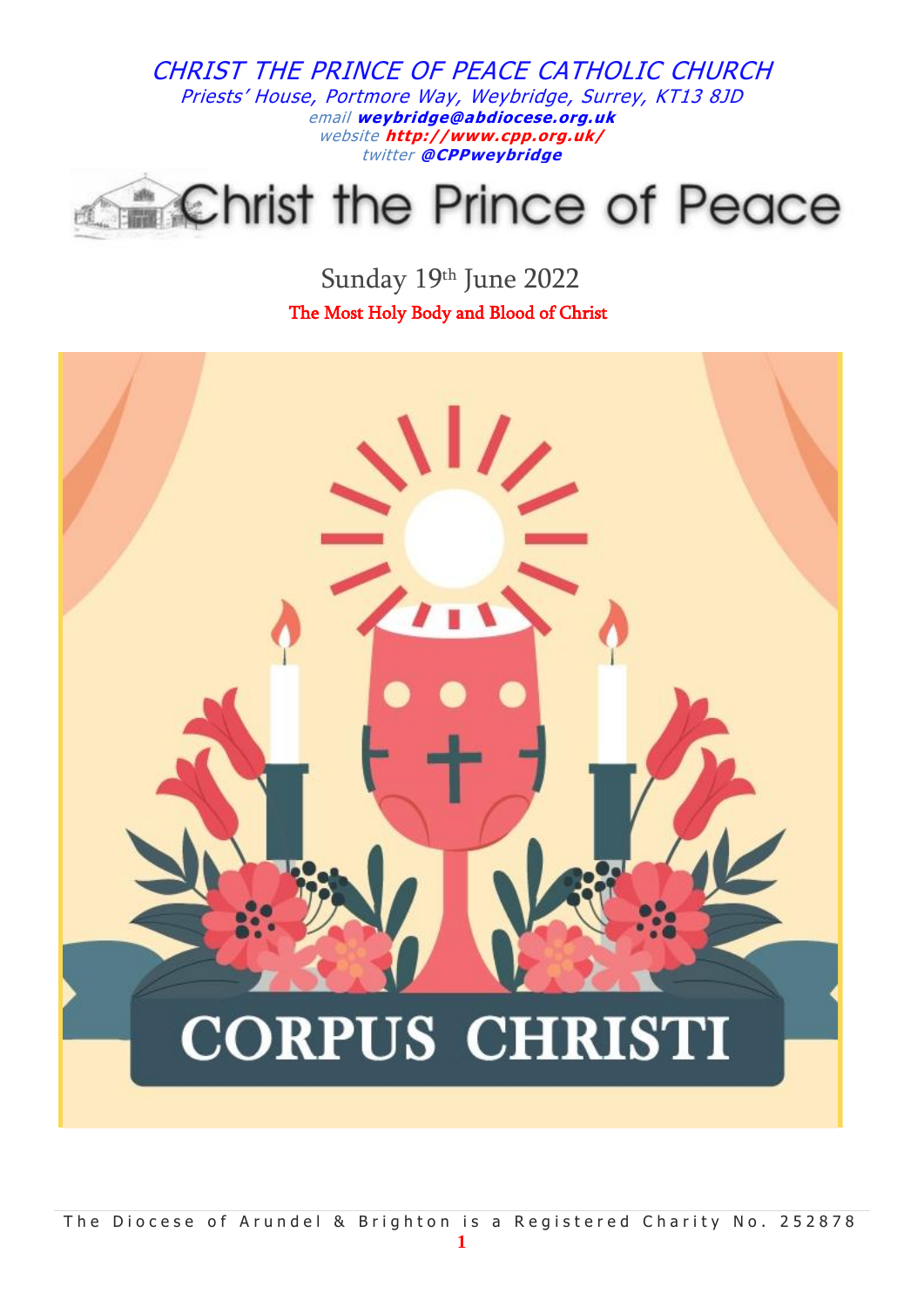# *CHRIST THE PRINCE OF PEACE CATHOLIC CHURCH*

*Priests' House, Portmore Way, Weybridge, Surrey, KT13 8JD*

*email* ***weybridge@abdiocese.org.uk***

*website* ***http://www.cpp.org.uk/***

*twitter* ***@CPPweybridge***

# Christ the Prince of Peace

## Sunday 19th June 2022

**The Most Holy Body and Blood of Christ**

# CORPUS CHRISTI

The Diocese of Arundel & Brighton is a Registered Charity No. 252878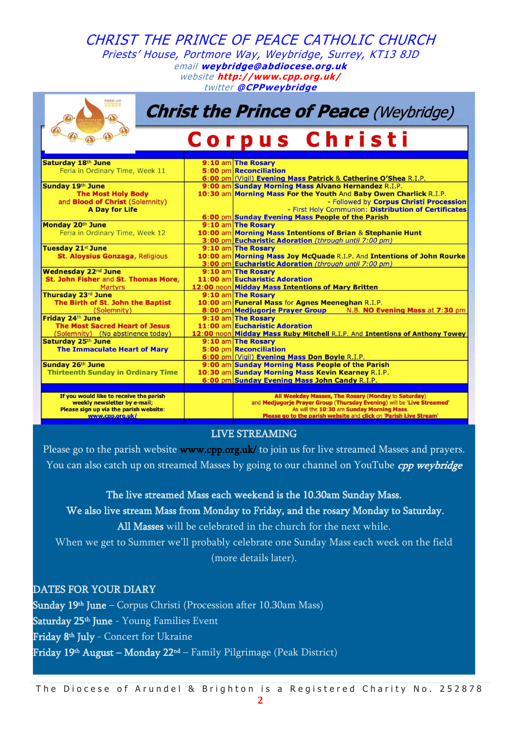# CHRIST THE PRINCE OF PEACE CATHOLIC CHURCH

*Priests' House, Portmore Way, Weybridge, Surrey, KT13 8JD*

*email* **weybridge@abdiocese.org.uk**
*website* **http://www.cpp.org.uk/**
*twitter* **@CPPweybridge**

## Christ the Prince of Peace (Weybridge)

## Corpus Christi

| Day | Time | Service |
|---|---|---|
| **Saturday 18th June** Feria in Ordinary Time, Week 11 | 9:10 am | **The Rosary** |
| | 5:00 pm | **Reconciliation** |
| | 6:00 pm | (Vigil) **Evening Mass Patrick** & **Catherine O'Shea** R.I.P. |
| **Sunday 19th June** The Most Holy Body and Blood of Christ (Solemnity) A Day for Life | 9:00 am | **Sunday Morning Mass Alvano Hernandez** R.I.P. |
| | 10:30 am | **Morning Mass For the Youth** And **Baby Owen Charlick** R.I.P. - Followed by **Corpus Christi Procession** - First Holy Communion: **Distribution of Certificates** |
| | 6:00 pm | **Sunday Evening Mass People of the Parish** |
| **Monday 20th June** Feria in Ordinary Time, Week 12 | 9:10 am | **The Rosary** |
| | 10:00 am | **Morning Mass Intentions of Brian** & **Stephanie Hunt** |
| | 3:00 pm | **Eucharistic Adoration** *(through until 7:00 pm)* |
| **Tuesday 21st June** St. Aloysius Gonzaga, Religious | 9:10 am | **The Rosary** |
| | 10:00 am | **Morning Mass Joy McQuade** R.I.P. And **Intentions of John Rourke** |
| | 3:00 pm | **Eucharistic Adoration** *(through until 7:00 pm)* |
| **Wednesday 22nd June** St. John Fisher and St. Thomas More, Martyrs | 9:10 am | **The Rosary** |
| | 11:00 am | **Eucharistic Adoration** |
| | 12:00 noon | **Midday Mass Intentions of Mary Britten** |
| **Thursday 23rd June** The Birth of St. John the Baptist (Solemnity) | 9:10 am | **The Rosary** |
| | 10:00 am | **Funeral Mass** for **Agnes Meeneghan** R.I.P. |
| | 8:00 pm | **Medjugorje Prayer Group** N.B. **NO Evening Mass** at **7:30** pm |
| **Friday 24th June** The Most Sacred Heart of Jesus (Solemnity) (No abstinence today) | 9:10 am | **The Rosary** |
| | 11:00 am | **Eucharistic Adoration** |
| | 12:00 noon | **Midday Mass Ruby Mitchell** R.I.P. And **Intentions of Anthony Towey** |
| **Saturday 25th June** The Immaculate Heart of Mary | 9:10 am | **The Rosary** |
| | 5:00 pm | **Reconciliation** |
| | 6:00 pm | (Vigil) **Evening Mass Don Boyle** R.I.P. |
| **Sunday 26th June** Thirteenth Sunday in Ordinary Time | 9:00 am | **Sunday Morning Mass People of the Parish** |
| | 10:30 am | **Sunday Morning Mass Kevin Kearney** R.I.P. |
| | 6:00 pm | **Sunday Evening Mass John Candy** R.I.P. |
| **If you would like to receive the parish weekly newsletter by e-mail; Please sign up via the parish website: www.cpp.org.uk/** | | **All Weekday Masses, The Rosary (Monday to Saturday)** and **Medjugorje Prayer Group (Thursday Evening)** will be **'Live Streamed'** As will the **10:30 am Sunday Morning Mass.** **Please go to the parish website** and **click** on **'Parish Live Stream'** |

## LIVE STREAMING

Please go to the parish website **www.cpp.org.uk/** to join us for live streamed Masses and prayers. You can also catch up on streamed Masses by going to our channel on YouTube ***cpp weybridge***

**The live streamed Mass each weekend is the 10.30am Sunday Mass.**
**We also live stream Mass from Monday to Friday, and the rosary Monday to Saturday.**
**All Masses** will be celebrated in the church for the next while.
When we get to Summer we'll probably celebrate one Sunday Mass each week on the field (more details later).

## DATES FOR YOUR DIARY

**Sunday 19th June** – Corpus Christi (Procession after 10.30am Mass)
**Saturday 25th June** - Young Families Event
**Friday 8th July** - Concert for Ukraine
**Friday 19th August – Monday 22nd** – Family Pilgrimage (Peak District)

The Diocese of Arundel & Brighton is a Registered Charity No. 252878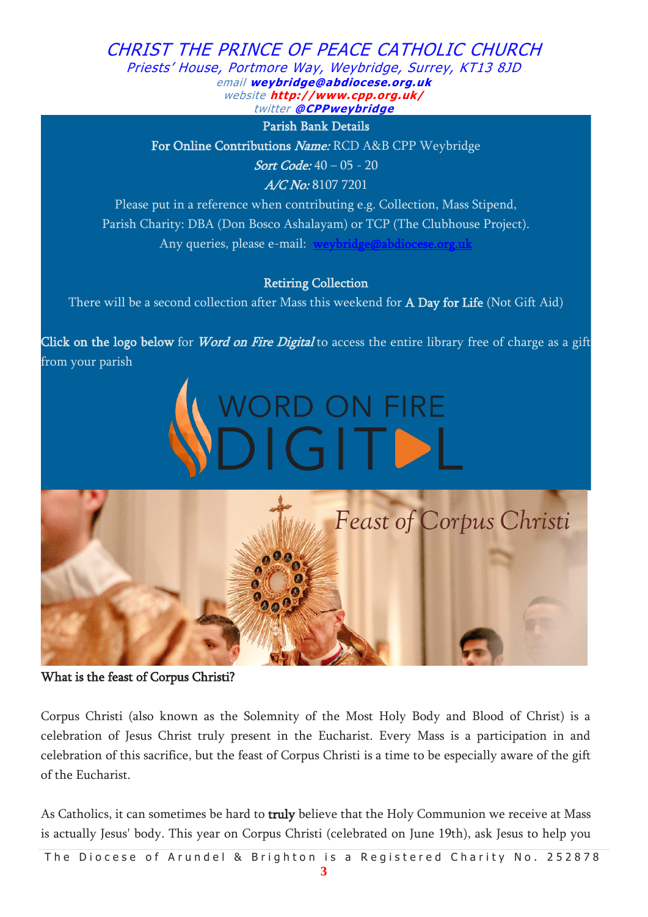# CHRIST THE PRINCE OF PEACE CATHOLIC CHURCH

*Priests' House, Portmore Way, Weybridge, Surrey, KT13 8JD*

*email* ***weybridge@abdiocese.org.uk***

*website* ***http://www.cpp.org.uk/***

*twitter* ***@CPPweybridge***

**Parish Bank Details**

**For Online Contributions** ***Name:*** RCD A&B CPP Weybridge

***Sort Code:*** 40 – 05 - 20

***A/C No:*** 8107 7201

Please put in a reference when contributing e.g. Collection, Mass Stipend, Parish Charity: DBA (Don Bosco Ashalayam) or TCP (The Clubhouse Project).

Any queries, please e-mail: weybridge@abdiocese.org.uk

**Retiring Collection**

There will be a second collection after Mass this weekend for **A Day for Life** (Not Gift Aid)

**Click on the logo below** for ***Word on Fire Digital*** to access the entire library free of charge as a gift from your parish

WORD ON FIRE DIGITAL

*Feast of Corpus Christi*

**What is the feast of Corpus Christi?**

Corpus Christi (also known as the Solemnity of the Most Holy Body and Blood of Christ) is a celebration of Jesus Christ truly present in the Eucharist. Every Mass is a participation in and celebration of this sacrifice, but the feast of Corpus Christi is a time to be especially aware of the gift of the Eucharist.

As Catholics, it can sometimes be hard to **truly** believe that the Holy Communion we receive at Mass is actually Jesus' body. This year on Corpus Christi (celebrated on June 19th), ask Jesus to help you

The Diocese of Arundel & Brighton is a Registered Charity No. 252878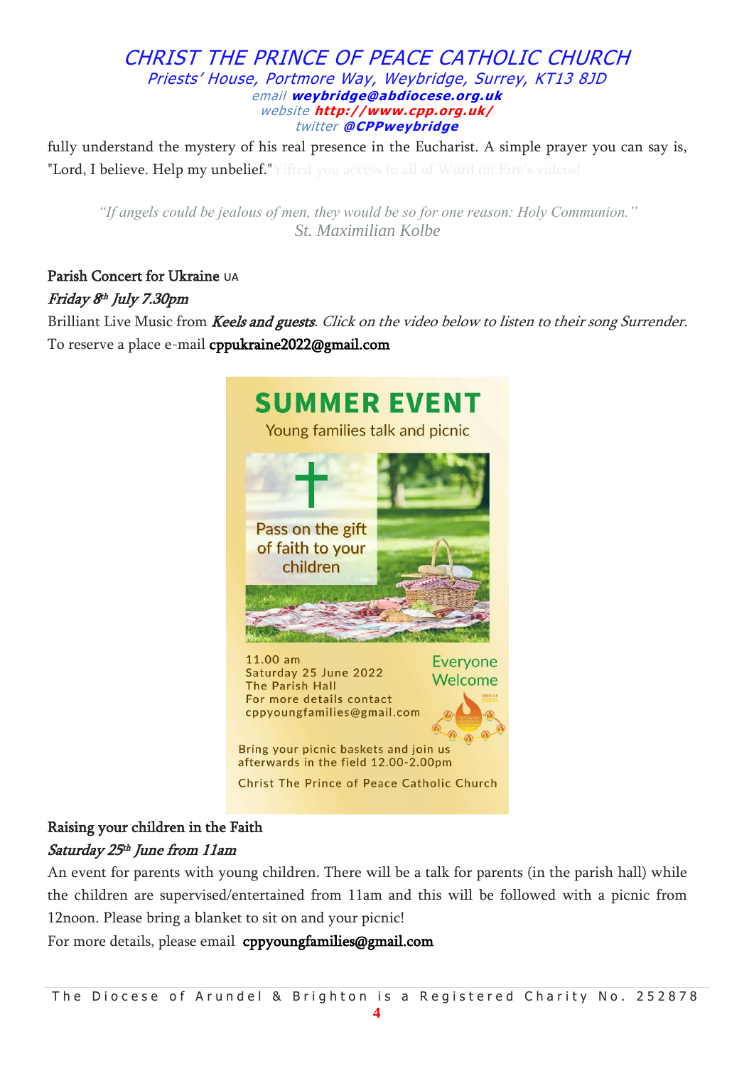fully understand the mystery of his real presence in the Eucharist. A simple prayer you can say is, "Lord, I believe. Help my unbelief." Yifted you access to all of Word on Fire's videos!

> *"If angels could be jealous of men, they would be so for one reason: Holy Communion."*
> St. Maximilian Kolbe

**Parish Concert for Ukraine** UA

***Friday 8th July 7.30pm***

Brilliant Live Music from ***Keels and guests***. *Click on the video below to listen to their song Surrender.*
To reserve a place e-mail **cppukraine2022@gmail.com**

**SUMMER EVENT**

Young families talk and picnic

Pass on the gift of faith to your children

11.00 am
Saturday 25 June 2022
The Parish Hall
For more details contact
cppyoungfamilies@gmail.com

Everyone Welcome

Bring your picnic baskets and join us afterwards in the field 12.00-2.00pm

Christ The Prince of Peace Catholic Church

**Raising your children in the Faith**

***Saturday 25th June from 11am***

An event for parents with young children. There will be a talk for parents (in the parish hall) while the children are supervised/entertained from 11am and this will be followed with a picnic from 12noon. Please bring a blanket to sit on and your picnic!

For more details, please email **cppyoungfamilies@gmail.com**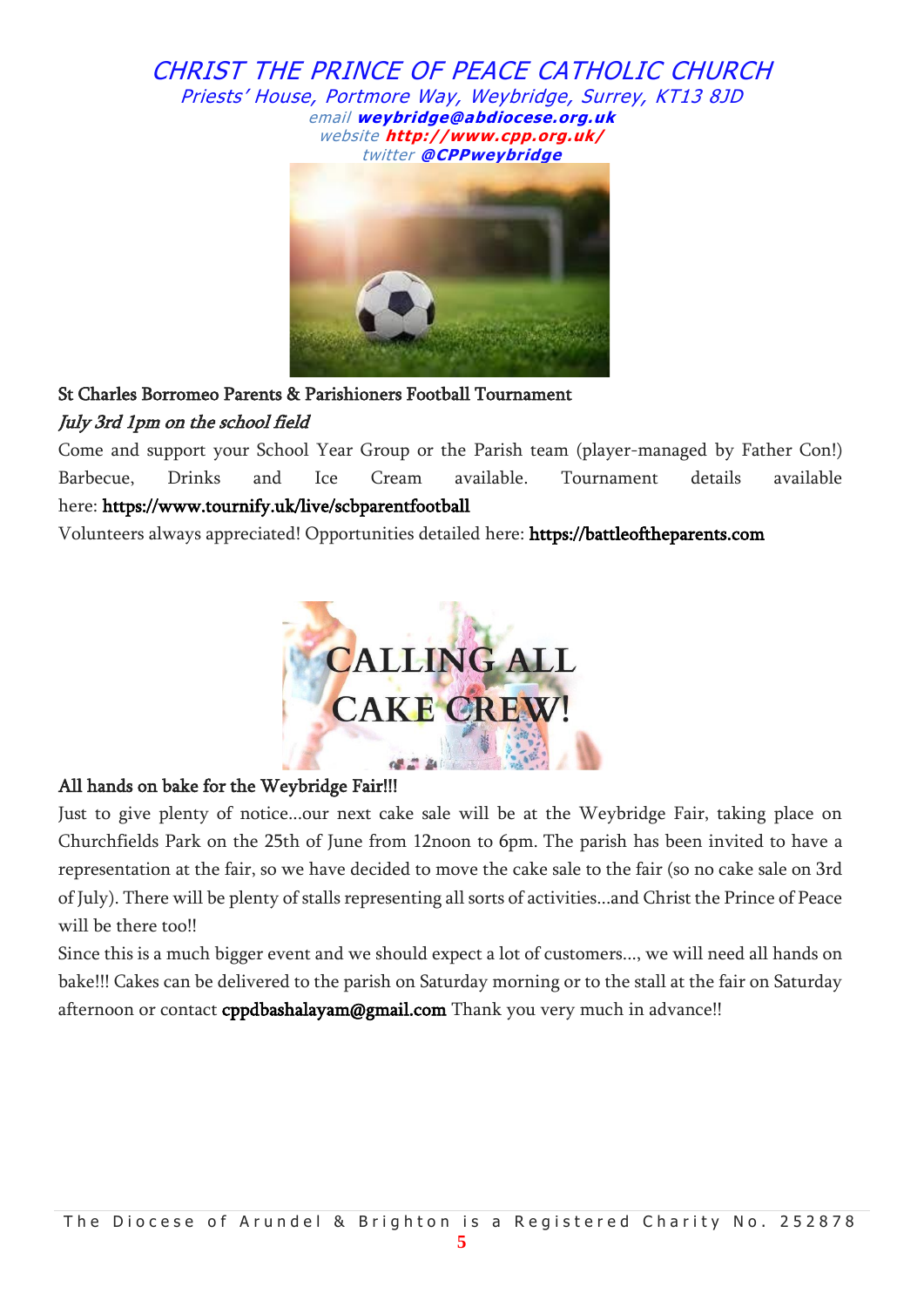# CHRIST THE PRINCE OF PEACE CATHOLIC CHURCH

*Priests' House, Portmore Way, Weybridge, Surrey, KT13 8JD*
*email* ***weybridge@abdiocese.org.uk***
*website* ***http://www.cpp.org.uk/***
*twitter* ***@CPPweybridge***

St Charles Borromeo Parents & Parishioners Football Tournament

*July 3rd 1pm on the school field*

Come and support your School Year Group or the Parish team (player-managed by Father Con!) Barbecue, Drinks and Ice Cream available. Tournament details available here: **https://www.tournify.uk/live/scbparentfootball**

Volunteers always appreciated! Opportunities detailed here: **https://battleoftheparents.com**

CALLING ALL CAKE CREW!

All hands on bake for the Weybridge Fair!!!

Just to give plenty of notice...our next cake sale will be at the Weybridge Fair, taking place on Churchfields Park on the 25th of June from 12noon to 6pm. The parish has been invited to have a representation at the fair, so we have decided to move the cake sale to the fair (so no cake sale on 3rd of July). There will be plenty of stalls representing all sorts of activities...and Christ the Prince of Peace will be there too!!

Since this is a much bigger event and we should expect a lot of customers..., we will need all hands on bake!!! Cakes can be delivered to the parish on Saturday morning or to the stall at the fair on Saturday afternoon or contact **cppdbashalayam@gmail.com** Thank you very much in advance!!

The Diocese of Arundel & Brighton is a Registered Charity No. 252878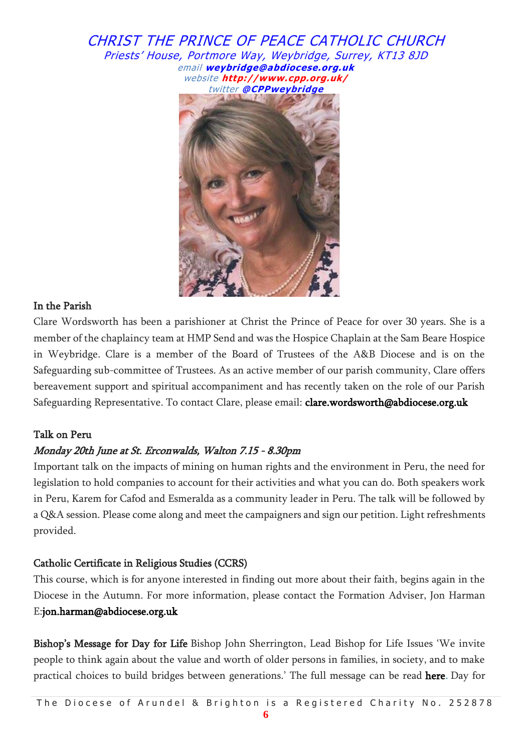*CHRIST THE PRINCE OF PEACE CATHOLIC CHURCH*
*Priests' House, Portmore Way, Weybridge, Surrey, KT13 8JD*
*email* ***weybridge@abdiocese.org.uk***
*website* ***http://www.cpp.org.uk/***
*twitter* ***@CPPweybridge***

### In the Parish

Clare Wordsworth has been a parishioner at Christ the Prince of Peace for over 30 years. She is a member of the chaplaincy team at HMP Send and was the Hospice Chaplain at the Sam Beare Hospice in Weybridge. Clare is a member of the Board of Trustees of the A&B Diocese and is on the Safeguarding sub-committee of Trustees. As an active member of our parish community, Clare offers bereavement support and spiritual accompaniment and has recently taken on the role of our Parish Safeguarding Representative. To contact Clare, please email: clare.wordsworth@abdiocese.org.uk

### Talk on Peru

*Monday 20th June at St. Erconwalds, Walton 7.15 - 8.30pm*

Important talk on the impacts of mining on human rights and the environment in Peru, the need for legislation to hold companies to account for their activities and what you can do. Both speakers work in Peru, Karem for Cafod and Esmeralda as a community leader in Peru. The talk will be followed by a Q&A session. Please come along and meet the campaigners and sign our petition. Light refreshments provided.

### Catholic Certificate in Religious Studies (CCRS)

This course, which is for anyone interested in finding out more about their faith, begins again in the Diocese in the Autumn. For more information, please contact the Formation Adviser, Jon Harman E:jon.harman@abdiocese.org.uk

**Bishop's Message for Day for Life** Bishop John Sherrington, Lead Bishop for Life Issues 'We invite people to think again about the value and worth of older persons in families, in society, and to make practical choices to build bridges between generations.' The full message can be read **here**. Day for

The Diocese of Arundel & Brighton is a Registered Charity No. 252878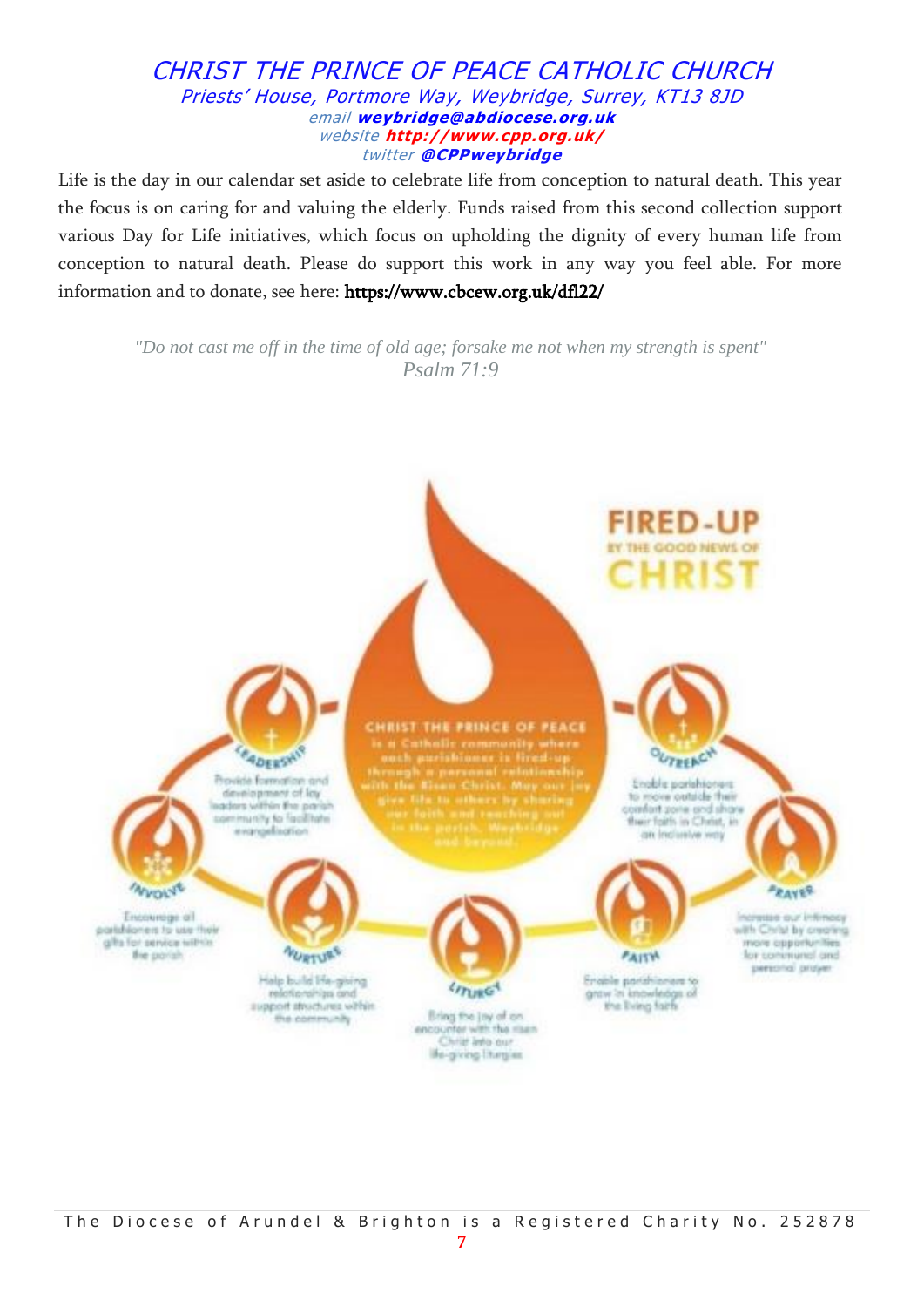# CHRIST THE PRINCE OF PEACE CATHOLIC CHURCH

*Priests' House, Portmore Way, Weybridge, Surrey, KT13 8JD*
*email* ***weybridge@abdiocese.org.uk***
*website* ***http://www.cpp.org.uk/***
*twitter* ***@CPPweybridge***

Life is the day in our calendar set aside to celebrate life from conception to natural death. This year the focus is on caring for and valuing the elderly. Funds raised from this second collection support various Day for Life initiatives, which focus on upholding the dignity of every human life from conception to natural death. Please do support this work in any way you feel able. For more information and to donate, see here: **https://www.cbcew.org.uk/dfl22/**

*"Do not cast me off in the time of old age; forsake me not when my strength is spent"*
*Psalm 71:9*

FIRED-UP
BY THE GOOD NEWS OF
CHRIST

CHRIST THE PRINCE OF PEACE
is a Catholic community where each parishioner is fired-up through a personal relationship with the Risen Christ. May our joy give life to others by sharing our faith and reaching out in the parish, Weybridge and beyond.

LEADERSHIP
Provide formation and development of lay leaders within the parish community to facilitate evangelisation

OUTREACH
Enable parishioners to move outside their comfort zone and share their faith in Christ, in an inclusive way

INVOLVE
Encourage all parishioners to use their gifts for service within the parish

PRAYER
Increase our intimacy with Christ by creating more opportunities for communal and personal prayer

NURTURE
Help build life-giving relationships and support structures within the community

LITURGY
Bring the joy of an encounter with the risen Christ into our life-giving liturgies

FAITH
Enable parishioners to grow in knowledge of the living faith

The Diocese of Arundel & Brighton is a Registered Charity No. 252878